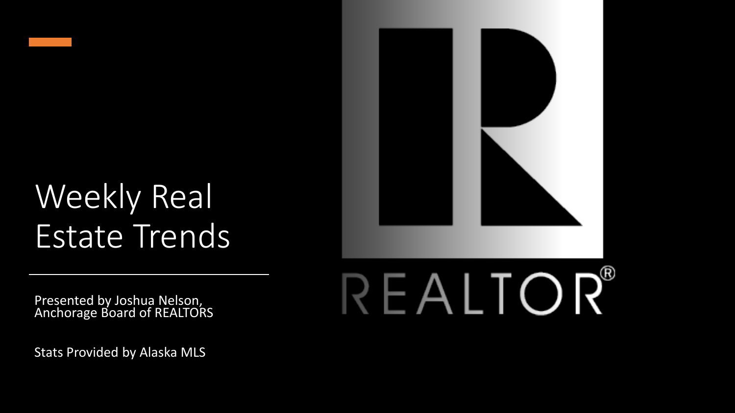# Weekly Real Estate Trends

Presented by Joshua Nelson, Anchorage Board of REALTORS

Stats Provided by Alaska MLS

REALTOR®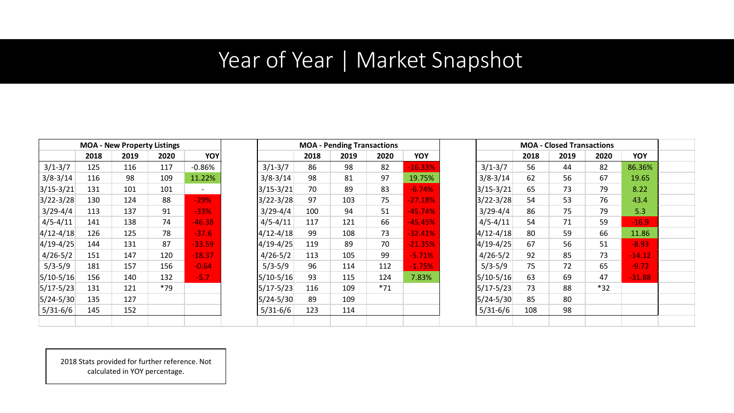# Year of Year | Market Snapshot

| MOA - New Property Listings | | | | |
|---|---|---|---|---|
| | 2018 | 2019 | 2020 | YOY |
| 3/1-3/7 | 125 | 116 | 117 | -0.86% |
| 3/8-3/14 | 116 | 98 | 109 | 11.22% |
| 3/15-3/21 | 131 | 101 | 101 | - |
| 3/22-3/28 | 130 | 124 | 88 | -29% |
| 3/29-4/4 | 113 | 137 | 91 | -33% |
| 4/5-4/11 | 141 | 138 | 74 | -46.38 |
| 4/12-4/18 | 126 | 125 | 78 | -37.6 |
| 4/19-4/25 | 144 | 131 | 87 | -33.59 |
| 4/26-5/2 | 151 | 147 | 120 | -18.37 |
| 5/3-5/9 | 181 | 157 | 156 | -0.64 |
| 5/10-5/16 | 156 | 140 | 132 | -5.7 |
| 5/17-5/23 | 131 | 121 | *79 | |
| 5/24-5/30 | 135 | 127 | | |
| 5/31-6/6 | 145 | 152 | | |

| MOA - Pending Transactions | | | | |
|---|---|---|---|---|
| | 2018 | 2019 | 2020 | YOY |
| 3/1-3/7 | 86 | 98 | 82 | -16.33% |
| 3/8-3/14 | 98 | 81 | 97 | 19.75% |
| 3/15-3/21 | 70 | 89 | 83 | -6.74% |
| 3/22-3/28 | 97 | 103 | 75 | -27.18% |
| 3/29-4/4 | 100 | 94 | 51 | -45.74% |
| 4/5-4/11 | 117 | 121 | 66 | -45.45% |
| 4/12-4/18 | 99 | 108 | 73 | -32.41% |
| 4/19-4/25 | 119 | 89 | 70 | -21.35% |
| 4/26-5/2 | 113 | 105 | 99 | -5.71% |
| 5/3-5/9 | 96 | 114 | 112 | -1.75% |
| 5/10-5/16 | 93 | 115 | 124 | 7.83% |
| 5/17-5/23 | 116 | 109 | *71 | |
| 5/24-5/30 | 89 | 109 | | |
| 5/31-6/6 | 123 | 114 | | |

| MOA - Closed Transactions | | | | |
|---|---|---|---|---|
| | 2018 | 2019 | 2020 | YOY |
| 3/1-3/7 | 56 | 44 | 82 | 86.36% |
| 3/8-3/14 | 62 | 56 | 67 | 19.65 |
| 3/15-3/21 | 65 | 73 | 79 | 8.22 |
| 3/22-3/28 | 54 | 53 | 76 | 43.4 |
| 3/29-4/4 | 86 | 75 | 79 | 5.3 |
| 4/5-4/11 | 54 | 71 | 59 | -16.9 |
| 4/12-4/18 | 80 | 59 | 66 | 11.86 |
| 4/19-4/25 | 67 | 56 | 51 | -8.93 |
| 4/26-5/2 | 92 | 85 | 73 | -14.12 |
| 5/3-5/9 | 75 | 72 | 65 | -9.72 |
| 5/10-5/16 | 63 | 69 | 47 | -31.88 |
| 5/17-5/23 | 73 | 88 | *32 | |
| 5/24-5/30 | 85 | 80 | | |
| 5/31-6/6 | 108 | 98 | | |

2018 Stats provided for further reference. Not calculated in YOY percentage.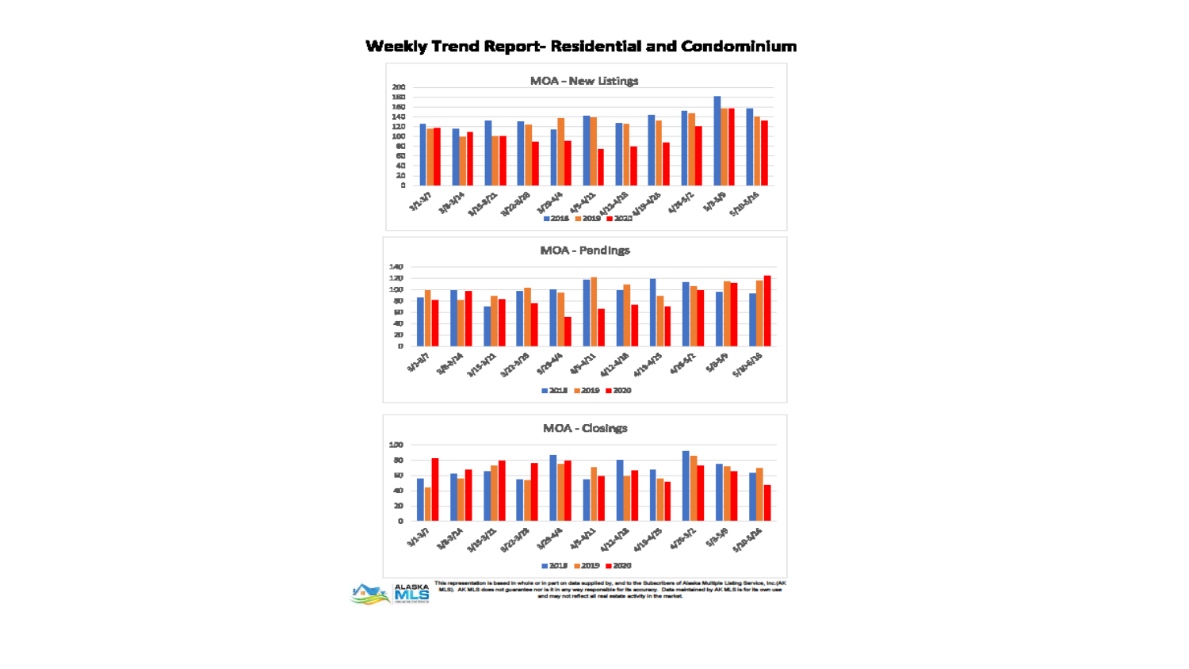# Weekly Trend Report- Residential and Condominium

## MOA – New Listings

Weeks: 3/1-3/7, 3/8-3/14, 3/15-3/21, 3/22-3/28, 3/29-4/4, 4/5-4/11, 4/12-4/18, 4/19-4/25, 4/26-5/2, 5/3-5/9, 5/10-5/16

■ 2018 ■ 2019 ■ 2020

## MOA - Pendings

Weeks: 3/1-3/7, 3/8-3/14, 3/15-3/21, 3/22-3/28, 3/29-4/4, 4/5-4/11, 4/12-4/18, 4/19-4/25, 4/26-5/2, 5/3-5/9, 5/10-5/16

■ 2018 ■ 2019 ■ 2020

## MOA - Closings

Weeks: 3/1-3/7, 3/8-3/14, 3/15-3/21, 3/22-3/28, 3/29-4/4, 4/5-4/11, 4/12-4/18, 4/19-4/25, 4/26-5/2, 5/3-5/9, 5/10-5/16

■ 2018 ■ 2019 ■ 2020

ALASKA MLS

This representation is based in whole or in part on data supplied by, and to the Subscribers of Alaska Multiple Listing Service, Inc.(AK MLS). AK MLS does not guarantee nor is it in any way responsible for its accuracy. Data maintained by AK MLS is for its own use and may not reflect all real estate activity in the market.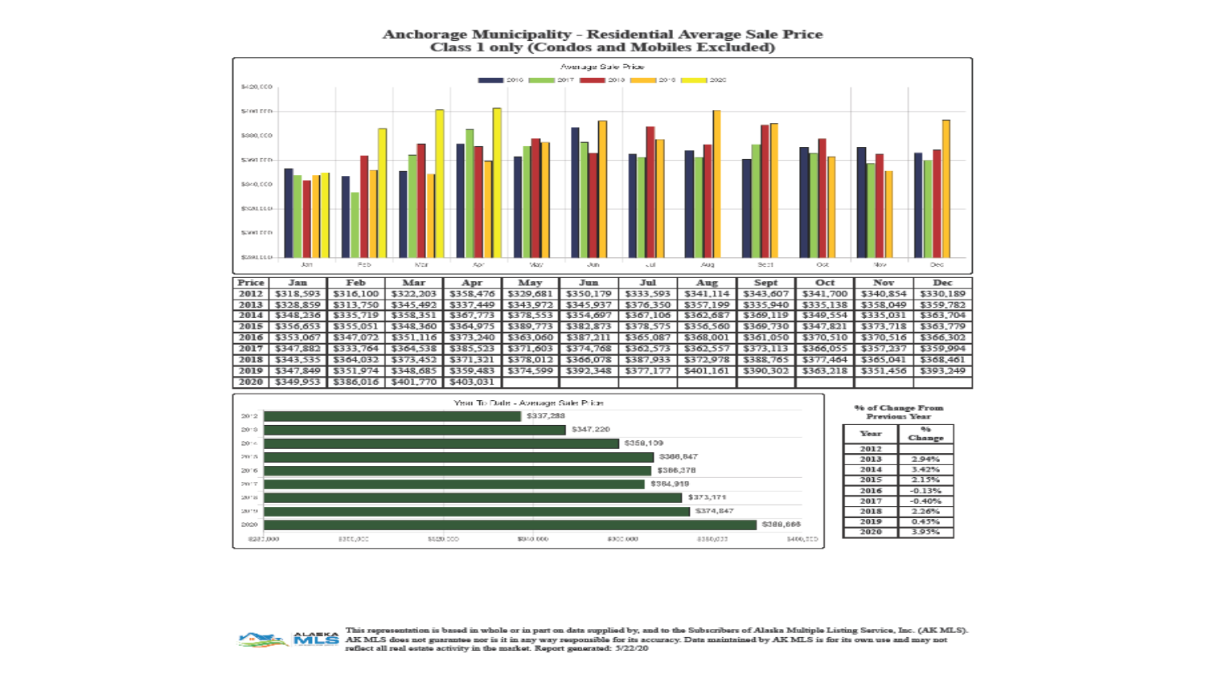# Anchorage Municipality - Residential Average Sale Price
## Class 1 only (Condos and Mobiles Excluded)

Average Sale Price

2016 2017 2018 2019 2020

$420,000
$400,000
$380,000
$360,000
$340,000
$320,000
$300,000
$280,000

Jan Feb Mar Apr May Jun Jul Aug Sept Oct Nov Dec

| Price | Jan | Feb | Mar | Apr | May | Jun | Jul | Aug | Sept | Oct | Nov | Dec |
|---|---|---|---|---|---|---|---|---|---|---|---|---|
| 2012 | $318,593 | $316,100 | $322,203 | $358,476 | $329,681 | $350,179 | $333,593 | $341,114 | $343,607 | $341,700 | $340,854 | $330,189 |
| 2013 | $328,859 | $313,750 | $345,492 | $337,449 | $343,972 | $345,937 | $376,350 | $357,199 | $335,940 | $335,138 | $358,049 | $359,782 |
| 2014 | $348,236 | $335,719 | $358,351 | $367,773 | $378,553 | $354,697 | $367,106 | $362,687 | $369,119 | $349,554 | $335,031 | $363,704 |
| 2015 | $356,653 | $355,051 | $348,360 | $364,975 | $389,773 | $382,873 | $378,575 | $356,560 | $369,730 | $347,821 | $373,718 | $363,779 |
| 2016 | $353,067 | $347,072 | $351,116 | $373,240 | $363,060 | $387,211 | $365,087 | $368,001 | $361,050 | $370,510 | $370,516 | $366,302 |
| 2017 | $347,882 | $333,764 | $364,538 | $385,523 | $371,603 | $374,768 | $362,573 | $362,557 | $373,113 | $366,055 | $357,237 | $359,994 |
| 2018 | $343,535 | $364,032 | $373,452 | $371,321 | $378,012 | $366,078 | $387,933 | $372,978 | $388,765 | $377,464 | $365,041 | $368,461 |
| 2019 | $347,849 | $351,974 | $348,685 | $359,483 | $374,599 | $392,348 | $377,177 | $401,161 | $390,302 | $363,218 | $351,456 | $393,249 |
| 2020 | $349,953 | $386,016 | $401,770 | $403,031 | | | | | | | | |

Year To Date - Average Sale Price

2012 $337,288
2013 $347,220
2014 $358,109
2015 $366,847
2016 $366,378
2017 $364,919
2018 $373,171
2019 $374,847
2020 $388,668

$280,000 $300,000 $320,000 $340,000 $360,000 $380,000 $400,000

**% of Change From Previous Year**

| Year | % Change |
|---|---|
| 2012 | |
| 2013 | 2.94% |
| 2014 | 3.42% |
| 2015 | 2.15% |
| 2016 | -0.13% |
| 2017 | -0.40% |
| 2018 | 2.26% |
| 2019 | 0.45% |
| 2020 | 3.95% |

ALASKA MLS

This representation is based in whole or in part on data supplied by, and to the Subscribers of Alaska Multiple Listing Service, Inc. (AK MLS). AK MLS does not guarantee nor is it in any way responsible for its accuracy. Data maintained by AK MLS is for its own use and may not reflect all real estate activity in the market. Report generated: 5/22/20